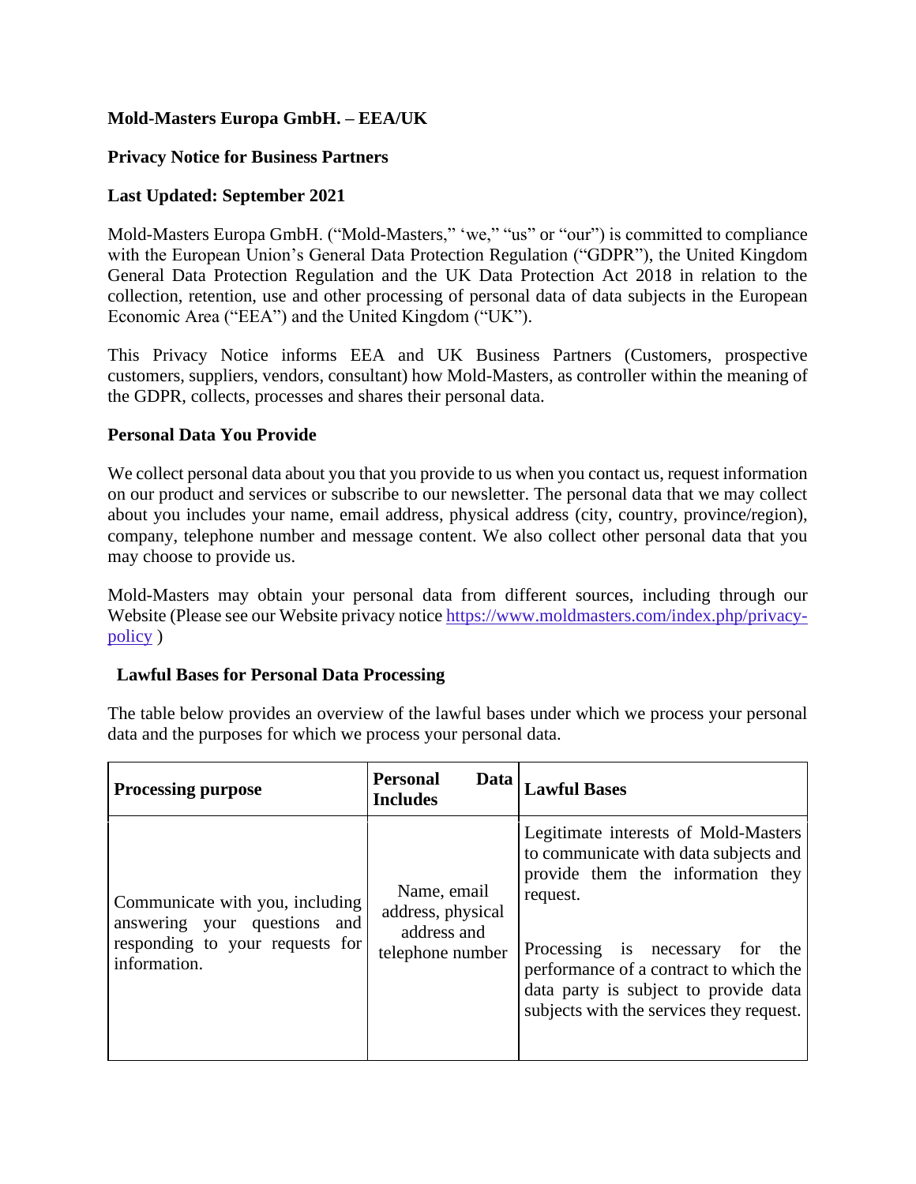**Mold-Masters Europa GmbH. – EEA/UK**

**Privacy Notice for Business Partners**

**Last Updated: September 2021**

Mold-Masters Europa GmbH. ("Mold-Masters," 'we," "us" or "our") is committed to compliance with the European Union's General Data Protection Regulation ("GDPR"), the United Kingdom General Data Protection Regulation and the UK Data Protection Act 2018 in relation to the collection, retention, use and other processing of personal data of data subjects in the European Economic Area ("EEA") and the United Kingdom ("UK").

This Privacy Notice informs EEA and UK Business Partners (Customers, prospective customers, suppliers, vendors, consultant) how Mold-Masters, as controller within the meaning of the GDPR, collects, processes and shares their personal data.

**Personal Data You Provide**

We collect personal data about you that you provide to us when you contact us, request information on our product and services or subscribe to our newsletter. The personal data that we may collect about you includes your name, email address, physical address (city, country, province/region), company, telephone number and message content. We also collect other personal data that you may choose to provide us.

Mold-Masters may obtain your personal data from different sources, including through our Website (Please see our Website privacy notice [https://www.moldmasters.com/index.php/privacy-policy](https://www.moldmasters.com/index.php/privacy-policy) )

**Lawful Bases for Personal Data Processing**

The table below provides an overview of the lawful bases under which we process your personal data and the purposes for which we process your personal data.

| **Processing purpose** | **Personal Data Includes** | **Lawful Bases** |
|---|---|---|
| Communicate with you, including answering your questions and responding to your requests for information. | Name, email address, physical address and telephone number | Legitimate interests of Mold-Masters to communicate with data subjects and provide them the information they request.<br><br>Processing is necessary for the performance of a contract to which the data party is subject to provide data subjects with the services they request. |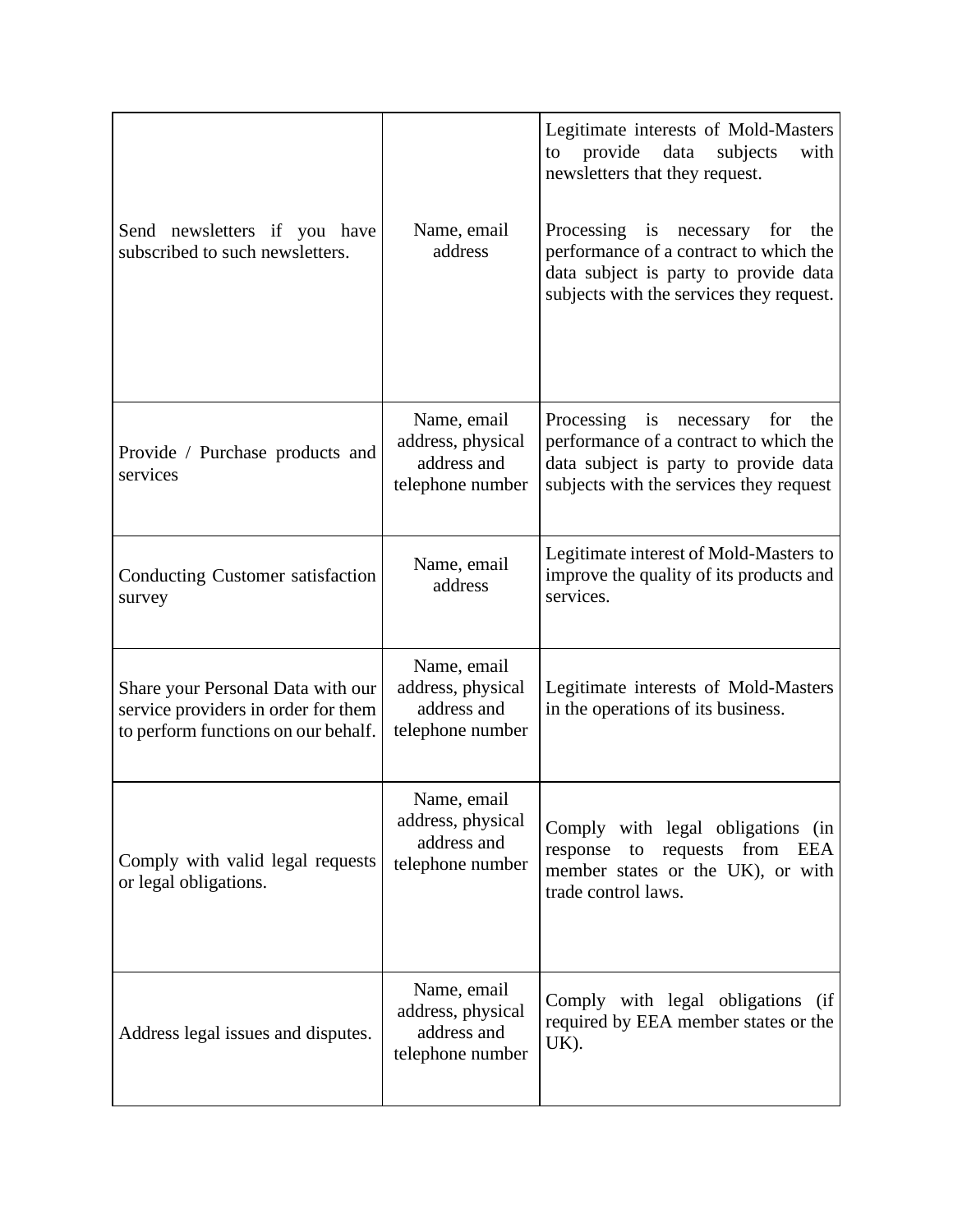| | | |
|---|---|---|
| Send newsletters if you have subscribed to such newsletters. | Name, email address | Legitimate interests of Mold-Masters to provide data subjects with newsletters that they request.<br><br>Processing is necessary for the performance of a contract to which the data subject is party to provide data subjects with the services they request. |
| Provide / Purchase products and services | Name, email address, physical address and telephone number | Processing is necessary for the performance of a contract to which the data subject is party to provide data subjects with the services they request |
| Conducting Customer satisfaction survey | Name, email address | Legitimate interest of Mold-Masters to improve the quality of its products and services. |
| Share your Personal Data with our service providers in order for them to perform functions on our behalf. | Name, email address, physical address and telephone number | Legitimate interests of Mold-Masters in the operations of its business. |
| Comply with valid legal requests or legal obligations. | Name, email address, physical address and telephone number | Comply with legal obligations (in response to requests from EEA member states or the UK), or with trade control laws. |
| Address legal issues and disputes. | Name, email address, physical address and telephone number | Comply with legal obligations (if required by EEA member states or the UK). |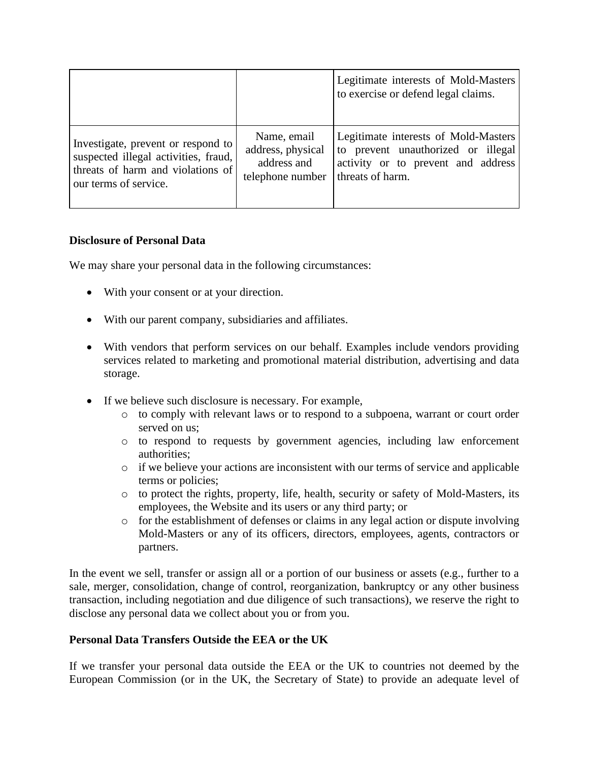| | | |
|---|---|---|
| | | Legitimate interests of Mold-Masters to exercise or defend legal claims. |
| Investigate, prevent or respond to suspected illegal activities, fraud, threats of harm and violations of our terms of service. | Name, email address, physical address and telephone number | Legitimate interests of Mold-Masters to prevent unauthorized or illegal activity or to prevent and address threats of harm. |

**Disclosure of Personal Data**

We may share your personal data in the following circumstances:

- With your consent or at your direction.
- With our parent company, subsidiaries and affiliates.
- With vendors that perform services on our behalf. Examples include vendors providing services related to marketing and promotional material distribution, advertising and data storage.
- If we believe such disclosure is necessary. For example,
    - to comply with relevant laws or to respond to a subpoena, warrant or court order served on us;
    - to respond to requests by government agencies, including law enforcement authorities;
    - if we believe your actions are inconsistent with our terms of service and applicable terms or policies;
    - to protect the rights, property, life, health, security or safety of Mold-Masters, its employees, the Website and its users or any third party; or
    - for the establishment of defenses or claims in any legal action or dispute involving Mold-Masters or any of its officers, directors, employees, agents, contractors or partners.

In the event we sell, transfer or assign all or a portion of our business or assets (e.g., further to a sale, merger, consolidation, change of control, reorganization, bankruptcy or any other business transaction, including negotiation and due diligence of such transactions), we reserve the right to disclose any personal data we collect about you or from you.

**Personal Data Transfers Outside the EEA or the UK**

If we transfer your personal data outside the EEA or the UK to countries not deemed by the European Commission (or in the UK, the Secretary of State) to provide an adequate level of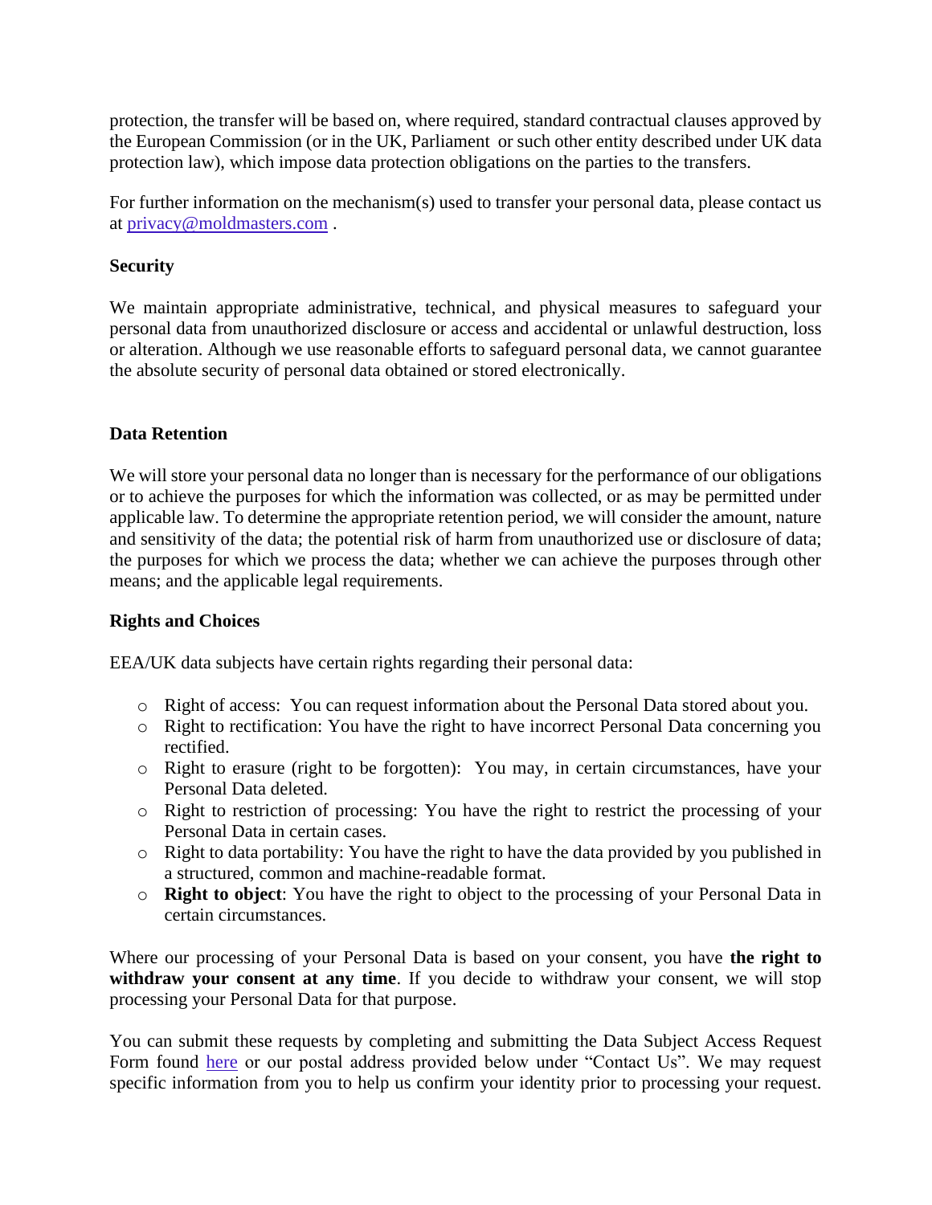protection, the transfer will be based on, where required, standard contractual clauses approved by the European Commission (or in the UK, Parliament or such other entity described under UK data protection law), which impose data protection obligations on the parties to the transfers.

For further information on the mechanism(s) used to transfer your personal data, please contact us at [privacy@moldmasters.com](mailto:privacy@moldmasters.com) .

**Security**

We maintain appropriate administrative, technical, and physical measures to safeguard your personal data from unauthorized disclosure or access and accidental or unlawful destruction, loss or alteration. Although we use reasonable efforts to safeguard personal data, we cannot guarantee the absolute security of personal data obtained or stored electronically.

**Data Retention**

We will store your personal data no longer than is necessary for the performance of our obligations or to achieve the purposes for which the information was collected, or as may be permitted under applicable law. To determine the appropriate retention period, we will consider the amount, nature and sensitivity of the data; the potential risk of harm from unauthorized use or disclosure of data; the purposes for which we process the data; whether we can achieve the purposes through other means; and the applicable legal requirements.

**Rights and Choices**

EEA/UK data subjects have certain rights regarding their personal data:

- Right of access: You can request information about the Personal Data stored about you.
- Right to rectification: You have the right to have incorrect Personal Data concerning you rectified.
- Right to erasure (right to be forgotten): You may, in certain circumstances, have your Personal Data deleted.
- Right to restriction of processing: You have the right to restrict the processing of your Personal Data in certain cases.
- Right to data portability: You have the right to have the data provided by you published in a structured, common and machine-readable format.
- **Right to object**: You have the right to object to the processing of your Personal Data in certain circumstances.

Where our processing of your Personal Data is based on your consent, you have **the right to withdraw your consent at any time**. If you decide to withdraw your consent, we will stop processing your Personal Data for that purpose.

You can submit these requests by completing and submitting the Data Subject Access Request Form found here or our postal address provided below under "Contact Us". We may request specific information from you to help us confirm your identity prior to processing your request.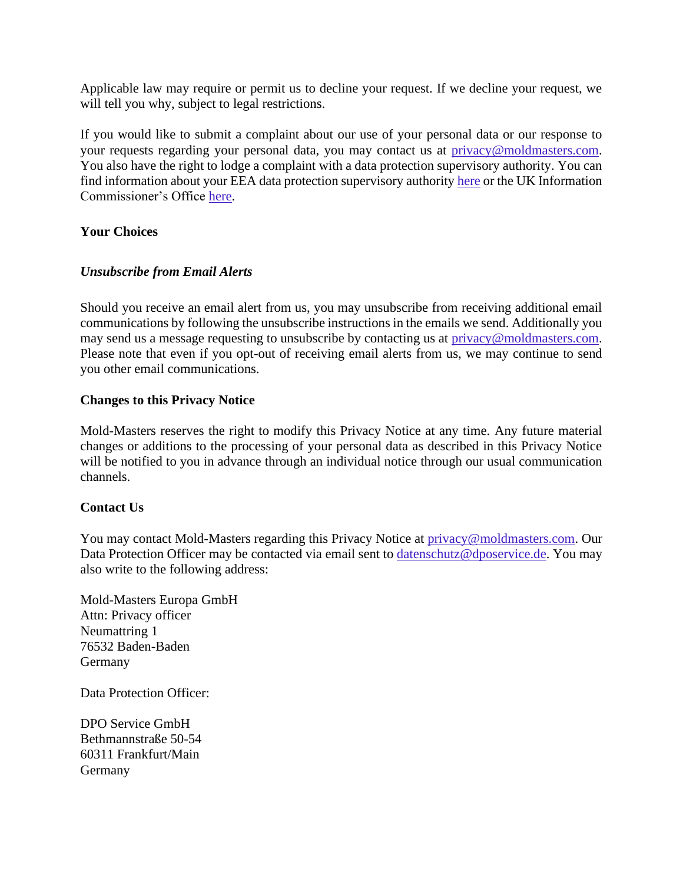Applicable law may require or permit us to decline your request. If we decline your request, we will tell you why, subject to legal restrictions.

If you would like to submit a complaint about our use of your personal data or our response to your requests regarding your personal data, you may contact us at privacy@moldmasters.com. You also have the right to lodge a complaint with a data protection supervisory authority. You can find information about your EEA data protection supervisory authority here or the UK Information Commissioner's Office here.

## Your Choices

### *Unsubscribe from Email Alerts*

Should you receive an email alert from us, you may unsubscribe from receiving additional email communications by following the unsubscribe instructions in the emails we send. Additionally you may send us a message requesting to unsubscribe by contacting us at privacy@moldmasters.com. Please note that even if you opt-out of receiving email alerts from us, we may continue to send you other email communications.

## Changes to this Privacy Notice

Mold-Masters reserves the right to modify this Privacy Notice at any time. Any future material changes or additions to the processing of your personal data as described in this Privacy Notice will be notified to you in advance through an individual notice through our usual communication channels.

## Contact Us

You may contact Mold-Masters regarding this Privacy Notice at privacy@moldmasters.com. Our Data Protection Officer may be contacted via email sent to datenschutz@dposervice.de. You may also write to the following address:

Mold-Masters Europa GmbH
Attn: Privacy officer
Neumattring 1
76532 Baden-Baden
Germany

Data Protection Officer:

DPO Service GmbH
Bethmannstraße 50-54
60311 Frankfurt/Main
Germany